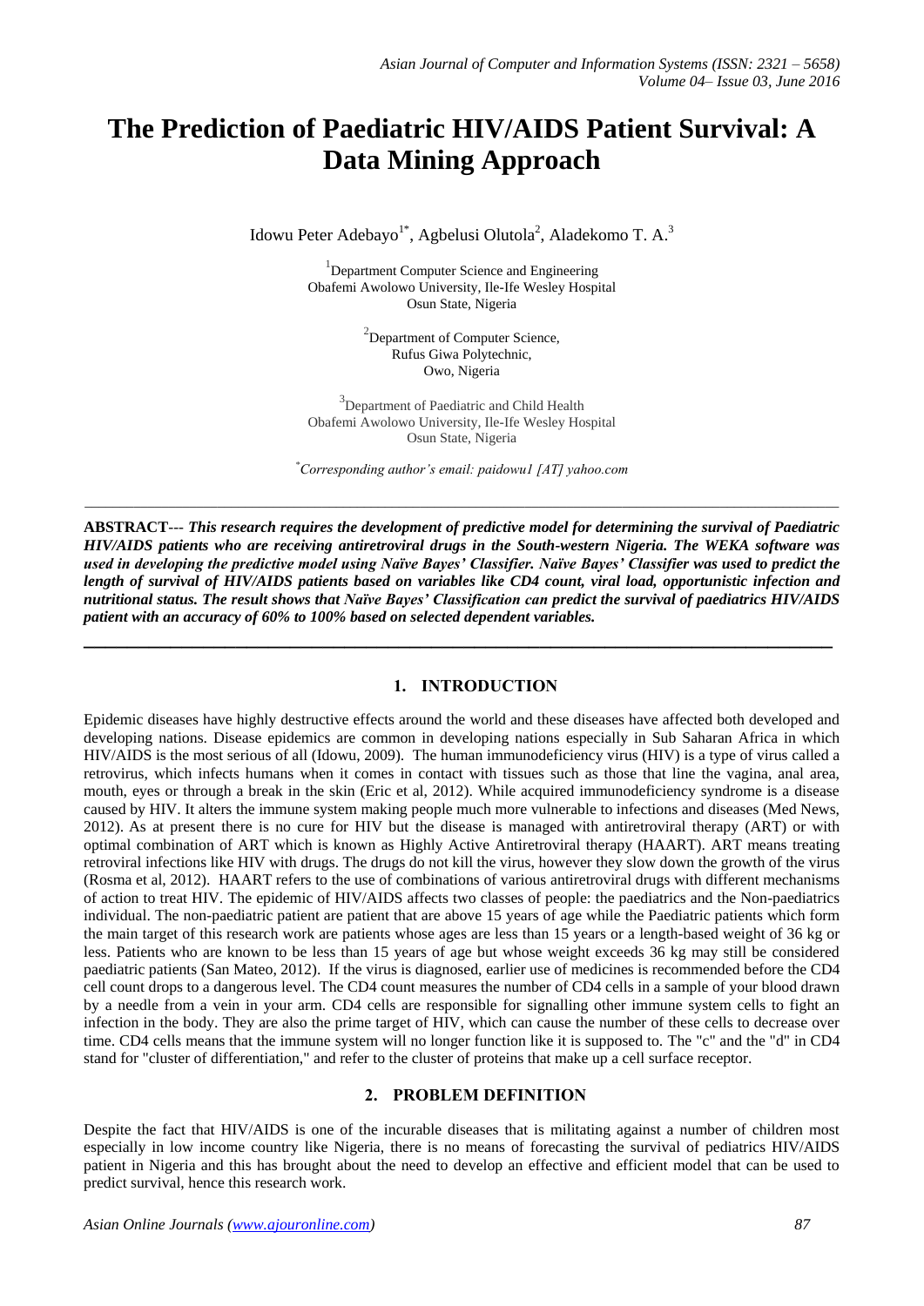# The Prediction of Paediatric HIV/AIDS Patient Survival: A Data Mining Approach

Idowu Peter Adebayo[1*], Agbelusi Olutola[2], Aladekomo T. A.[3]

[1]Department Computer Science and Engineering
Obafemi Awolowo University, Ile-Ife Wesley Hospital
Osun State, Nigeria

[2]Department of Computer Science,
Rufus Giwa Polytechnic,
Owo, Nigeria

[3]Department of Paediatric and Child Health
Obafemi Awolowo University, Ile-Ife Wesley Hospital
Osun State, Nigeria

[*]*Corresponding author's email: paidowu1 [AT] yahoo.com*

---

**ABSTRACT---** ***This research requires the development of predictive model for determining the survival of Paediatric HIV/AIDS patients who are receiving antiretroviral drugs in the South-western Nigeria. The WEKA software was used in developing the predictive model using Naïve Bayes' Classifier. Naïve Bayes' Classifier was used to predict the length of survival of HIV/AIDS patients based on variables like CD4 count, viral load, opportunistic infection and nutritional status. The result shows that Naïve Bayes' Classification can predict the survival of paediatrics HIV/AIDS patient with an accuracy of 60% to 100% based on selected dependent variables.***

---

## 1. INTRODUCTION

Epidemic diseases have highly destructive effects around the world and these diseases have affected both developed and developing nations. Disease epidemics are common in developing nations especially in Sub Saharan Africa in which HIV/AIDS is the most serious of all (Idowu, 2009). The human immunodeficiency virus (HIV) is a type of virus called a retrovirus, which infects humans when it comes in contact with tissues such as those that line the vagina, anal area, mouth, eyes or through a break in the skin (Eric et al, 2012). While acquired immunodeficiency syndrome is a disease caused by HIV. It alters the immune system making people much more vulnerable to infections and diseases (Med News, 2012). As at present there is no cure for HIV but the disease is managed with antiretroviral therapy (ART) or with optimal combination of ART which is known as Highly Active Antiretroviral therapy (HAART). ART means treating retroviral infections like HIV with drugs. The drugs do not kill the virus, however they slow down the growth of the virus (Rosma et al, 2012). HAART refers to the use of combinations of various antiretroviral drugs with different mechanisms of action to treat HIV. The epidemic of HIV/AIDS affects two classes of people: the paediatrics and the Non-paediatrics individual. The non-paediatric patient are patient that are above 15 years of age while the Paediatric patients which form the main target of this research work are patients whose ages are less than 15 years or a length-based weight of 36 kg or less. Patients who are known to be less than 15 years of age but whose weight exceeds 36 kg may still be considered paediatric patients (San Mateo, 2012). If the virus is diagnosed, earlier use of medicines is recommended before the CD4 cell count drops to a dangerous level. The CD4 count measures the number of CD4 cells in a sample of your blood drawn by a needle from a vein in your arm. CD4 cells are responsible for signalling other immune system cells to fight an infection in the body. They are also the prime target of HIV, which can cause the number of these cells to decrease over time. CD4 cells means that the immune system will no longer function like it is supposed to. The "c" and the "d" in CD4 stand for "cluster of differentiation," and refer to the cluster of proteins that make up a cell surface receptor.

## 2. PROBLEM DEFINITION

Despite the fact that HIV/AIDS is one of the incurable diseases that is militating against a number of children most especially in low income country like Nigeria, there is no means of forecasting the survival of pediatrics HIV/AIDS patient in Nigeria and this has brought about the need to develop an effective and efficient model that can be used to predict survival, hence this research work.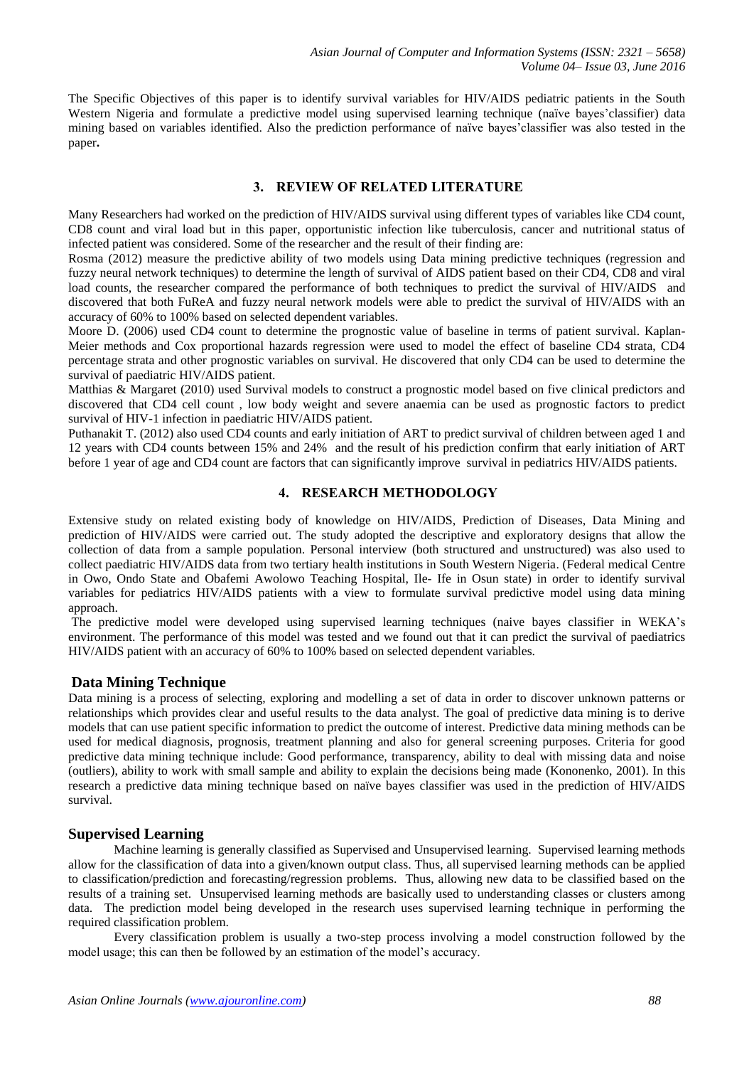The Specific Objectives of this paper is to identify survival variables for HIV/AIDS pediatric patients in the South Western Nigeria and formulate a predictive model using supervised learning technique (naïve bayes'classifier) data mining based on variables identified. Also the prediction performance of naïve bayes'classifier was also tested in the paper**.**

## 3. REVIEW OF RELATED LITERATURE

Many Researchers had worked on the prediction of HIV/AIDS survival using different types of variables like CD4 count, CD8 count and viral load but in this paper, opportunistic infection like tuberculosis, cancer and nutritional status of infected patient was considered. Some of the researcher and the result of their finding are:

Rosma (2012) measure the predictive ability of two models using Data mining predictive techniques (regression and fuzzy neural network techniques) to determine the length of survival of AIDS patient based on their CD4, CD8 and viral load counts, the researcher compared the performance of both techniques to predict the survival of HIV/AIDS and discovered that both FuReA and fuzzy neural network models were able to predict the survival of HIV/AIDS with an accuracy of 60% to 100% based on selected dependent variables.

Moore D. (2006) used CD4 count to determine the prognostic value of baseline in terms of patient survival. Kaplan-Meier methods and Cox proportional hazards regression were used to model the effect of baseline CD4 strata, CD4 percentage strata and other prognostic variables on survival. He discovered that only CD4 can be used to determine the survival of paediatric HIV/AIDS patient.

Matthias & Margaret (2010) used Survival models to construct a prognostic model based on five clinical predictors and discovered that CD4 cell count , low body weight and severe anaemia can be used as prognostic factors to predict survival of HIV-1 infection in paediatric HIV/AIDS patient.

Puthanakit T. (2012) also used CD4 counts and early initiation of ART to predict survival of children between aged 1 and 12 years with CD4 counts between 15% and 24% and the result of his prediction confirm that early initiation of ART before 1 year of age and CD4 count are factors that can significantly improve survival in pediatrics HIV/AIDS patients.

## 4. RESEARCH METHODOLOGY

Extensive study on related existing body of knowledge on HIV/AIDS, Prediction of Diseases, Data Mining and prediction of HIV/AIDS were carried out. The study adopted the descriptive and exploratory designs that allow the collection of data from a sample population. Personal interview (both structured and unstructured) was also used to collect paediatric HIV/AIDS data from two tertiary health institutions in South Western Nigeria. (Federal medical Centre in Owo, Ondo State and Obafemi Awolowo Teaching Hospital, Ile- Ife in Osun state) in order to identify survival variables for pediatrics HIV/AIDS patients with a view to formulate survival predictive model using data mining approach.

The predictive model were developed using supervised learning techniques (naive bayes classifier in WEKA's environment. The performance of this model was tested and we found out that it can predict the survival of paediatrics HIV/AIDS patient with an accuracy of 60% to 100% based on selected dependent variables.

### Data Mining Technique

Data mining is a process of selecting, exploring and modelling a set of data in order to discover unknown patterns or relationships which provides clear and useful results to the data analyst. The goal of predictive data mining is to derive models that can use patient specific information to predict the outcome of interest. Predictive data mining methods can be used for medical diagnosis, prognosis, treatment planning and also for general screening purposes. Criteria for good predictive data mining technique include: Good performance, transparency, ability to deal with missing data and noise (outliers), ability to work with small sample and ability to explain the decisions being made (Kononenko, 2001). In this research a predictive data mining technique based on naïve bayes classifier was used in the prediction of HIV/AIDS survival.

### Supervised Learning

Machine learning is generally classified as Supervised and Unsupervised learning. Supervised learning methods allow for the classification of data into a given/known output class. Thus, all supervised learning methods can be applied to classification/prediction and forecasting/regression problems. Thus, allowing new data to be classified based on the results of a training set. Unsupervised learning methods are basically used to understanding classes or clusters among data. The prediction model being developed in the research uses supervised learning technique in performing the required classification problem.

Every classification problem is usually a two-step process involving a model construction followed by the model usage; this can then be followed by an estimation of the model's accuracy.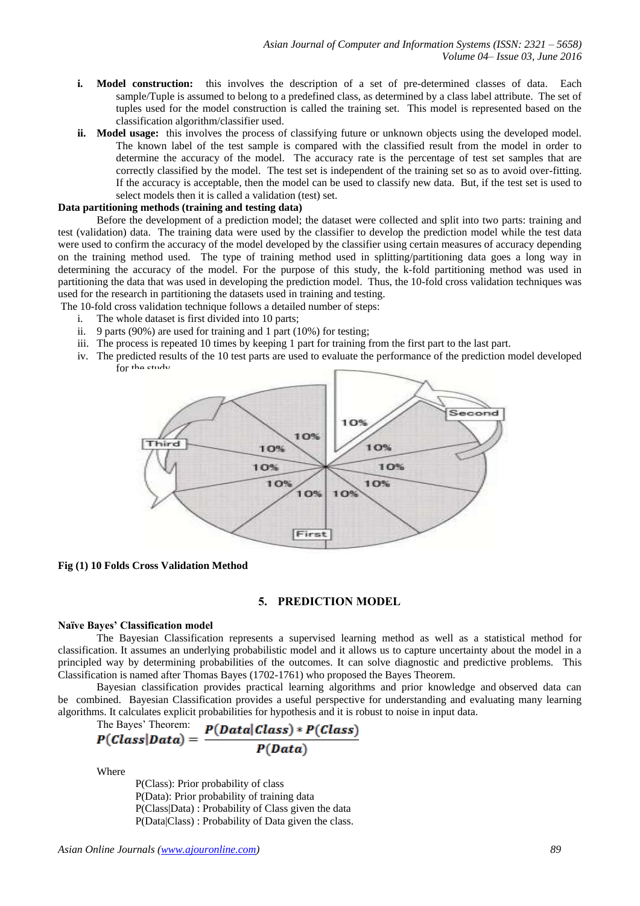i. **Model construction:** this involves the description of a set of pre-determined classes of data. Each sample/Tuple is assumed to belong to a predefined class, as determined by a class label attribute. The set of tuples used for the model construction is called the training set. This model is represented based on the classification algorithm/classifier used.

ii. **Model usage:** this involves the process of classifying future or unknown objects using the developed model. The known label of the test sample is compared with the classified result from the model in order to determine the accuracy of the model. The accuracy rate is the percentage of test set samples that are correctly classified by the model. The test set is independent of the training set so as to avoid over-fitting. If the accuracy is acceptable, then the model can be used to classify new data. But, if the test set is used to select models then it is called a validation (test) set.

**Data partitioning methods (training and testing data)**

Before the development of a prediction model; the dataset were collected and split into two parts: training and test (validation) data. The training data were used by the classifier to develop the prediction model while the test data were used to confirm the accuracy of the model developed by the classifier using certain measures of accuracy depending on the training method used. The type of training method used in splitting/partitioning data goes a long way in determining the accuracy of the model. For the purpose of this study, the k-fold partitioning method was used in partitioning the data that was used in developing the prediction model. Thus, the 10-fold cross validation techniques was used for the research in partitioning the datasets used in training and testing.

The 10-fold cross validation technique follows a detailed number of steps:

i. The whole dataset is first divided into 10 parts;
ii. 9 parts (90%) are used for training and 1 part (10%) for testing;
iii. The process is repeated 10 times by keeping 1 part for training from the first part to the last part.
iv. The predicted results of the 10 test parts are used to evaluate the performance of the prediction model developed for the study.

**Fig (1) 10 Folds Cross Validation Method**

## 5. PREDICTION MODEL

**Naïve Bayes' Classification model**

The Bayesian Classification represents a supervised learning method as well as a statistical method for classification. It assumes an underlying probabilistic model and it allows us to capture uncertainty about the model in a principled way by determining probabilities of the outcomes. It can solve diagnostic and predictive problems. This Classification is named after Thomas Bayes (1702-1761) who proposed the Bayes Theorem.

Bayesian classification provides practical learning algorithms and prior knowledge and observed data can be combined. Bayesian Classification provides a useful perspective for understanding and evaluating many learning algorithms. It calculates explicit probabilities for hypothesis and it is robust to noise in input data.

The Bayes' Theorem:

$$P(Class|Data) = \frac{P(Data|Class) * P(Class)}{P(Data)}$$

Where

P(Class): Prior probability of class
P(Data): Prior probability of training data
P(Class|Data) : Probability of Class given the data
P(Data|Class) : Probability of Data given the class.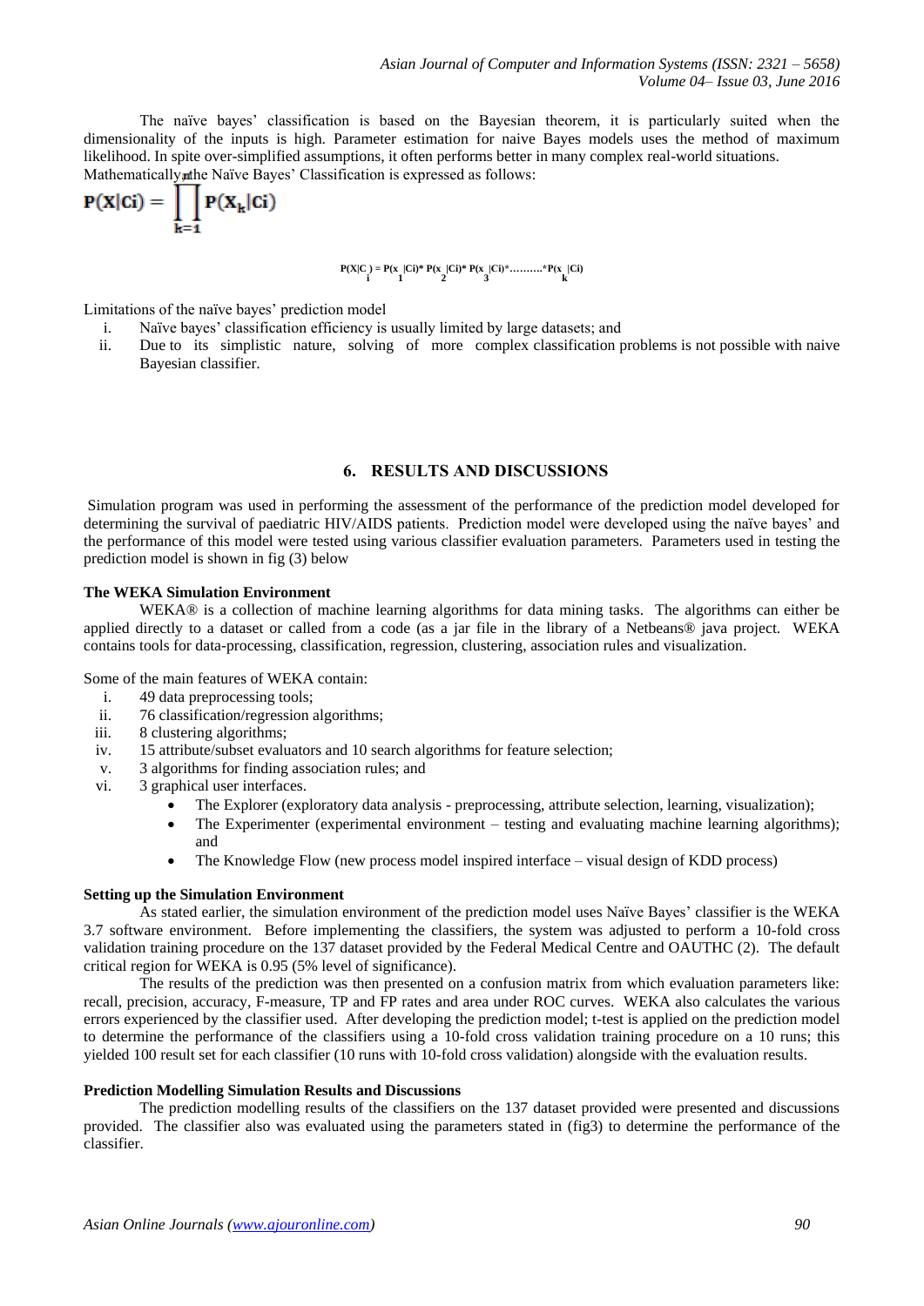The naïve bayes' classification is based on the Bayesian theorem, it is particularly suited when the dimensionality of the inputs is high. Parameter estimation for naive Bayes models uses the method of maximum likelihood. In spite over-simplified assumptions, it often performs better in many complex real-world situations. Mathematically the Naïve Bayes' Classification is expressed as follows:

$$P(X|Ci) = \prod_{k=1}^{n} P(X_k|Ci)$$

$$P(X|C_i) = P(x_1|Ci)*P(x_2|Ci)*P(x_3|Ci)*..........*P(x_k|Ci)$$

Limitations of the naïve bayes' prediction model

i. Naïve bayes' classification efficiency is usually limited by large datasets; and
ii. Due to its simplistic nature, solving of more complex classification problems is not possible with naive Bayesian classifier.

## 6. RESULTS AND DISCUSSIONS

Simulation program was used in performing the assessment of the performance of the prediction model developed for determining the survival of paediatric HIV/AIDS patients. Prediction model were developed using the naïve bayes' and the performance of this model were tested using various classifier evaluation parameters. Parameters used in testing the prediction model is shown in fig (3) below

**The WEKA Simulation Environment**

WEKA® is a collection of machine learning algorithms for data mining tasks. The algorithms can either be applied directly to a dataset or called from a code (as a jar file in the library of a Netbeans® java project. WEKA contains tools for data-processing, classification, regression, clustering, association rules and visualization.

Some of the main features of WEKA contain:

i. 49 data preprocessing tools;
ii. 76 classification/regression algorithms;
iii. 8 clustering algorithms;
iv. 15 attribute/subset evaluators and 10 search algorithms for feature selection;
v. 3 algorithms for finding association rules; and
vi. 3 graphical user interfaces.
    - The Explorer (exploratory data analysis - preprocessing, attribute selection, learning, visualization);
    - The Experimenter (experimental environment – testing and evaluating machine learning algorithms); and
    - The Knowledge Flow (new process model inspired interface – visual design of KDD process)

**Setting up the Simulation Environment**

As stated earlier, the simulation environment of the prediction model uses Naïve Bayes' classifier is the WEKA 3.7 software environment. Before implementing the classifiers, the system was adjusted to perform a 10-fold cross validation training procedure on the 137 dataset provided by the Federal Medical Centre and OAUTHC (2). The default critical region for WEKA is 0.95 (5% level of significance).

The results of the prediction was then presented on a confusion matrix from which evaluation parameters like: recall, precision, accuracy, F-measure, TP and FP rates and area under ROC curves. WEKA also calculates the various errors experienced by the classifier used. After developing the prediction model; t-test is applied on the prediction model to determine the performance of the classifiers using a 10-fold cross validation training procedure on a 10 runs; this yielded 100 result set for each classifier (10 runs with 10-fold cross validation) alongside with the evaluation results.

**Prediction Modelling Simulation Results and Discussions**

The prediction modelling results of the classifiers on the 137 dataset provided were presented and discussions provided. The classifier also was evaluated using the parameters stated in (fig3) to determine the performance of the classifier.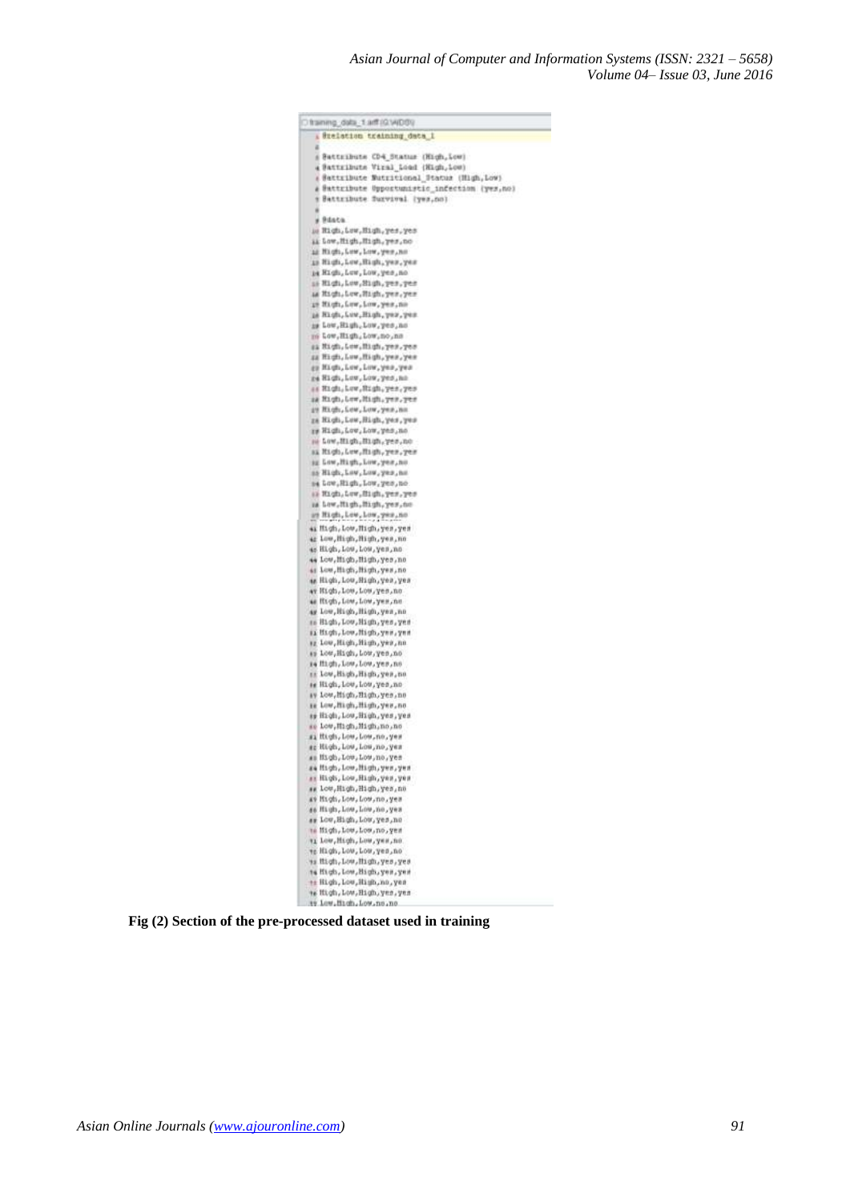```
@relation training_data_1

@attribute CD4_Status {High,Low}
@attribute Viral_Load {High,Low}
@attribute Nutritional_Status {High,Low}
@attribute Opportunistic_infection {yes,no}
@attribute Survival {yes,no}

@data
High,Low,High,yes,yes
Low,High,High,yes,no
High,Low,Low,yes,no
High,Low,High,yes,yes
High,Low,Low,yes,no
High,Low,High,yes,yes
High,Low,High,yes,yes
High,Low,Low,yes,no
High,Low,High,yes,yes
Low,High,Low,yes,no
Low,High,Low,no,no
High,Low,High,yes,yes
High,Low,High,yes,yes
High,Low,Low,yes,yes
High,Low,Low,yes,no
High,Low,High,yes,yes
High,Low,High,yes,yes
High,Low,Low,yes,no
High,Low,High,yes,yes
High,Low,Low,yes,no
Low,High,High,yes,no
High,Low,High,yes,yes
Low,High,Low,yes,no
High,Low,Low,yes,no
Low,High,Low,yes,no
High,Low,High,yes,yes
Low,High,High,yes,no
High,Low,Low,yes,no
High,Low,High,yes,yes
Low,High,High,yes,no
High,Low,Low,yes,no
Low,High,High,yes,no
Low,High,High,yes,no
High,Low,High,yes,yes
High,Low,Low,yes,no
High,Low,Low,yes,no
Low,High,High,yes,no
High,Low,High,yes,yes
High,Low,High,yes,yes
Low,High,High,yes,no
Low,High,Low,yes,no
High,Low,Low,yes,no
Low,High,High,yes,no
High,Low,Low,yes,no
Low,High,High,yes,no
Low,High,High,yes,no
High,Low,High,yes,yes
Low,High,High,no,no
High,Low,Low,no,yes
High,Low,Low,no,yes
High,Low,Low,no,yes
High,Low,High,yes,yes
High,Low,High,yes,yes
Low,High,High,yes,no
High,Low,Low,no,yes
High,Low,Low,no,yes
Low,High,Low,yes,no
High,Low,Low,no,yes
Low,High,Low,yes,no
High,Low,Low,yes,no
High,Low,High,yes,yes
High,Low,High,yes,yes
High,Low,High,no,yes
High,Low,High,yes,yes
Low,High,Low,no,no
```

**Fig (2) Section of the pre-processed dataset used in training**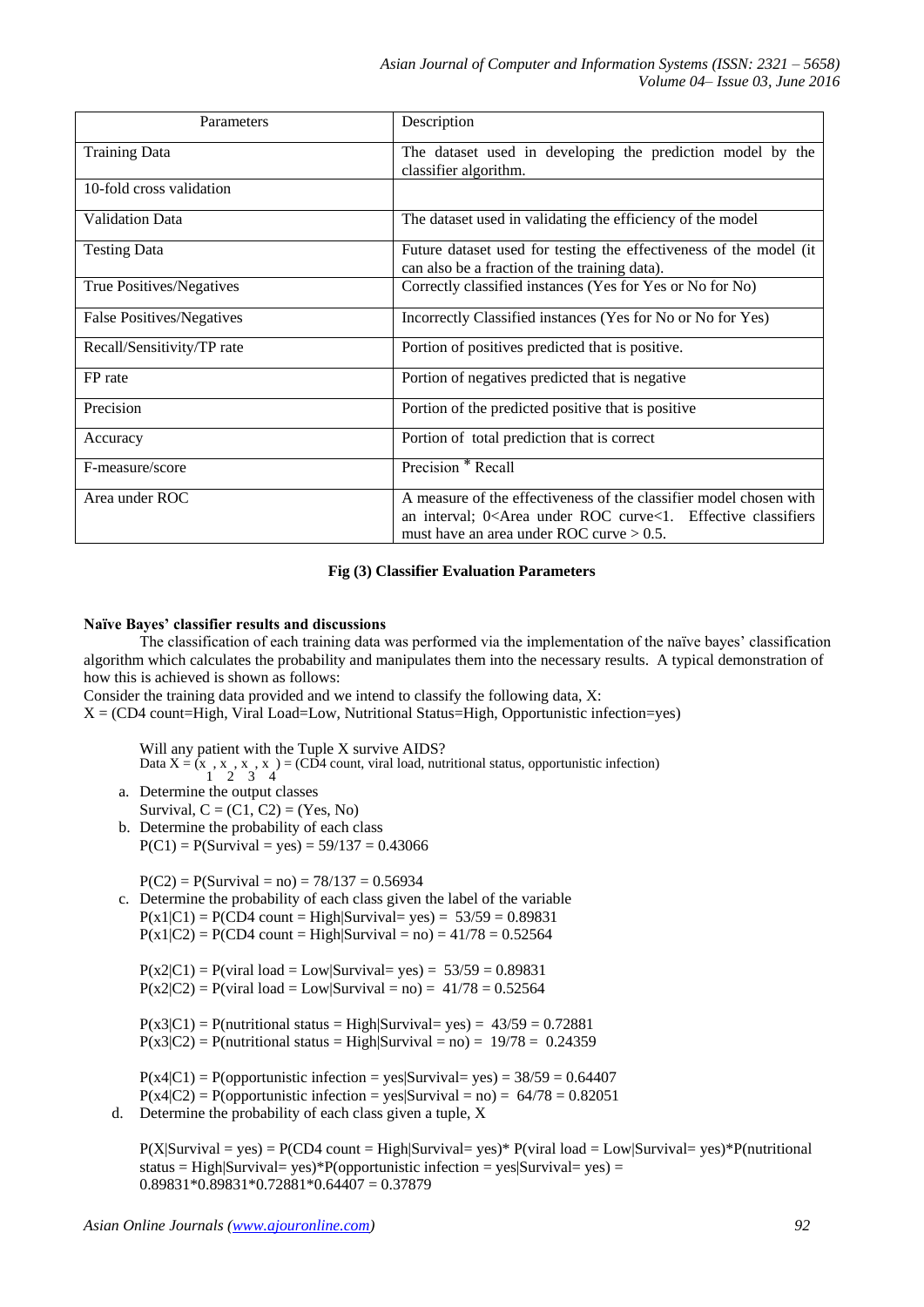| Parameters | Description |
| --- | --- |
| Training Data | The dataset used in developing the prediction model by the classifier algorithm. |
| 10-fold cross validation | |
| Validation Data | The dataset used in validating the efficiency of the model |
| Testing Data | Future dataset used for testing the effectiveness of the model (it can also be a fraction of the training data). |
| True Positives/Negatives | Correctly classified instances (Yes for Yes or No for No) |
| False Positives/Negatives | Incorrectly Classified instances (Yes for No or No for Yes) |
| Recall/Sensitivity/TP rate | Portion of positives predicted that is positive. |
| FP rate | Portion of negatives predicted that is negative |
| Precision | Portion of the predicted positive that is positive |
| Accuracy | Portion of total prediction that is correct |
| F-measure/score | Precision * Recall |
| Area under ROC | A measure of the effectiveness of the classifier model chosen with an interval; 0<Area under ROC curve<1. Effective classifiers must have an area under ROC curve > 0.5. |

**Fig (3) Classifier Evaluation Parameters**

**Naïve Bayes' classifier results and discussions**

The classification of each training data was performed via the implementation of the naïve bayes' classification algorithm which calculates the probability and manipulates them into the necessary results. A typical demonstration of how this is achieved is shown as follows:

Consider the training data provided and we intend to classify the following data, X:

X = (CD4 count=High, Viral Load=Low, Nutritional Status=High, Opportunistic infection=yes)

Will any patient with the Tuple X survive AIDS?

Data $X = (x_1, x_2, x_3, x_4)$ = (CD4 count, viral load, nutritional status, opportunistic infection)

a. Determine the output classes

   Survival, C = (C1, C2) = (Yes, No)

b. Determine the probability of each class

   P(C1) = P(Survival = yes) = 59/137 = 0.43066

   P(C2) = P(Survival = no) = 78/137 = 0.56934

c. Determine the probability of each class given the label of the variable

   P(x1|C1) = P(CD4 count = High|Survival= yes) = 53/59 = 0.89831

   P(x1|C2) = P(CD4 count = High|Survival = no) = 41/78 = 0.52564

   P(x2|C1) = P(viral load = Low|Survival= yes) = 53/59 = 0.89831

   P(x2|C2) = P(viral load = Low|Survival = no) = 41/78 = 0.52564

   P(x3|C1) = P(nutritional status = High|Survival= yes) = 43/59 = 0.72881

   P(x3|C2) = P(nutritional status = High|Survival = no) = 19/78 = 0.24359

   P(x4|C1) = P(opportunistic infection = yes|Survival= yes) = 38/59 = 0.64407

   P(x4|C2) = P(opportunistic infection = yes|Survival = no) = 64/78 = 0.82051

d. Determine the probability of each class given a tuple, X

   P(X|Survival = yes) = P(CD4 count = High|Survival= yes)* P(viral load = Low|Survival= yes)*P(nutritional status = High|Survival= yes)*P(opportunistic infection = yes|Survival= yes) = 0.89831*0.89831*0.72881*0.64407 = 0.37879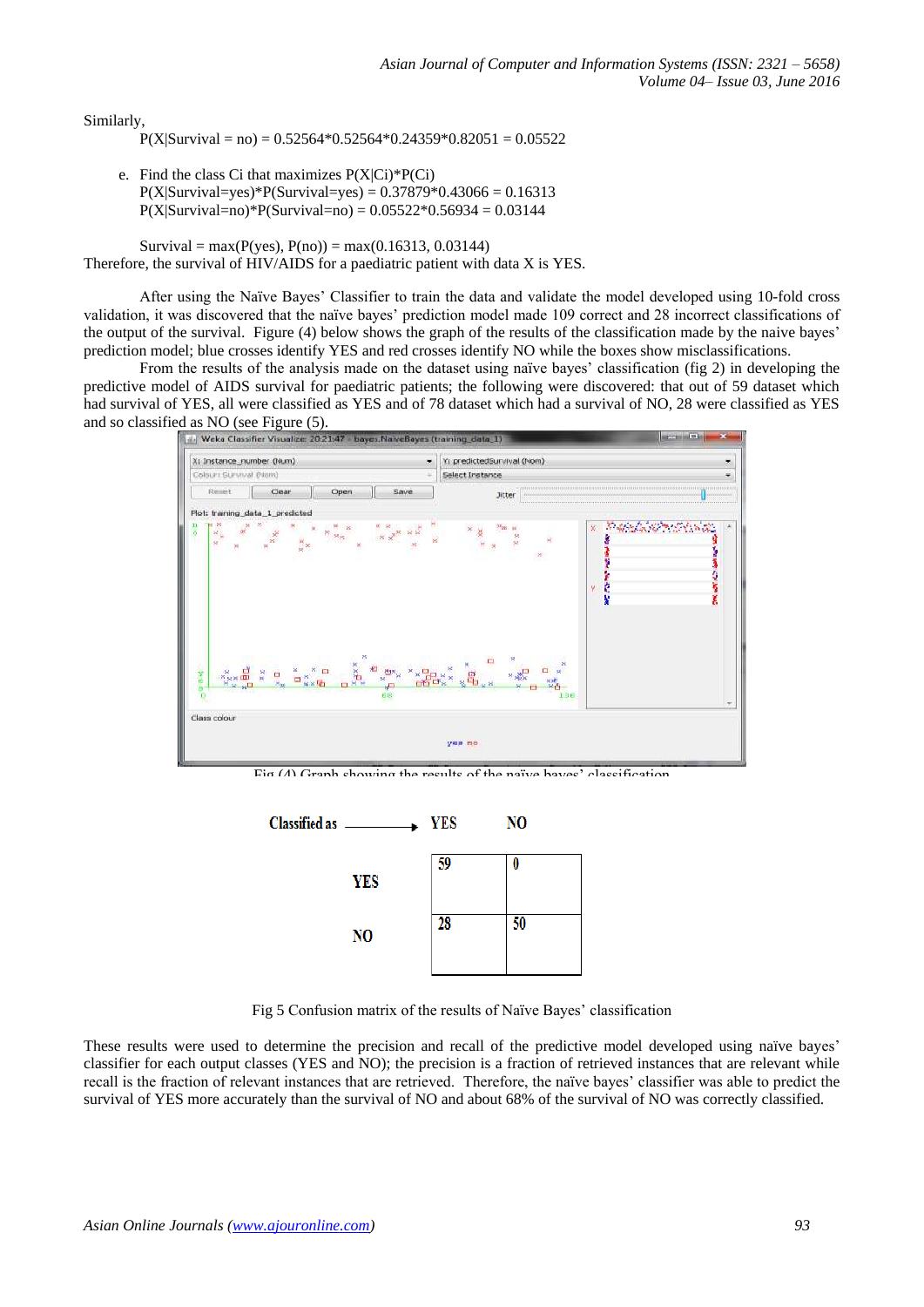Similarly,

P(X|Survival = no) = 0.52564*0.52564*0.24359*0.82051 = 0.05522

e. Find the class Ci that maximizes P(X|Ci)*P(Ci)

P(X|Survival=yes)*P(Survival=yes) = 0.37879*0.43066 = 0.16313

P(X|Survival=no)*P(Survival=no) = 0.05522*0.56934 = 0.03144

Survival = max(P(yes), P(no)) = max(0.16313, 0.03144)

Therefore, the survival of HIV/AIDS for a paediatric patient with data X is YES.

After using the Naïve Bayes' Classifier to train the data and validate the model developed using 10-fold cross validation, it was discovered that the naïve bayes' prediction model made 109 correct and 28 incorrect classifications of the output of the survival. Figure (4) below shows the graph of the results of the classification made by the naive bayes' prediction model; blue crosses identify YES and red crosses identify NO while the boxes show misclassifications.

From the results of the analysis made on the dataset using naïve bayes' classification (fig 2) in developing the predictive model of AIDS survival for paediatric patients; the following were discovered: that out of 59 dataset which had survival of YES, all were classified as YES and of 78 dataset which had a survival of NO, 28 were classified as YES and so classified as NO (see Figure (5).

Fig (4) Graph showing the results of the naïve bayes' classification

| Classified as → | YES | NO |
|---|---|---|
| YES | 59 | 0 |
| NO | 28 | 50 |

Fig 5 Confusion matrix of the results of Naïve Bayes' classification

These results were used to determine the precision and recall of the predictive model developed using naïve bayes' classifier for each output classes (YES and NO); the precision is a fraction of retrieved instances that are relevant while recall is the fraction of relevant instances that are retrieved. Therefore, the naïve bayes' classifier was able to predict the survival of YES more accurately than the survival of NO and about 68% of the survival of NO was correctly classified.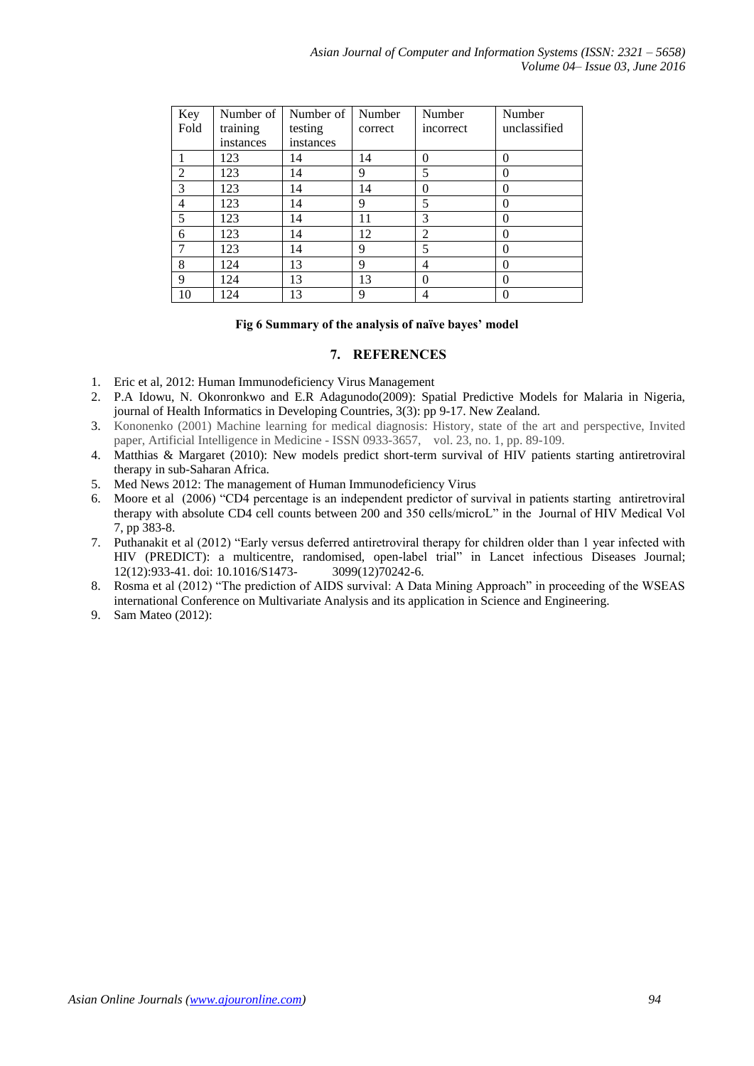| Key Fold | Number of training instances | Number of testing instances | Number correct | Number incorrect | Number unclassified |
|---|---|---|---|---|---|
| 1 | 123 | 14 | 14 | 0 | 0 |
| 2 | 123 | 14 | 9 | 5 | 0 |
| 3 | 123 | 14 | 14 | 0 | 0 |
| 4 | 123 | 14 | 9 | 5 | 0 |
| 5 | 123 | 14 | 11 | 3 | 0 |
| 6 | 123 | 14 | 12 | 2 | 0 |
| 7 | 123 | 14 | 9 | 5 | 0 |
| 8 | 124 | 13 | 9 | 4 | 0 |
| 9 | 124 | 13 | 13 | 0 | 0 |
| 10 | 124 | 13 | 9 | 4 | 0 |

**Fig 6 Summary of the analysis of naïve bayes' model**

## 7. REFERENCES

1. Eric et al, 2012: Human Immunodeficiency Virus Management
2. P.A Idowu, N. Okonronkwo and E.R Adagunodo(2009): Spatial Predictive Models for Malaria in Nigeria, journal of Health Informatics in Developing Countries, 3(3): pp 9-17. New Zealand.
3. Kononenko (2001) Machine learning for medical diagnosis: History, state of the art and perspective, Invited paper, Artificial Intelligence in Medicine - ISSN 0933-3657, vol. 23, no. 1, pp. 89-109.
4. Matthias & Margaret (2010): New models predict short-term survival of HIV patients starting antiretroviral therapy in sub-Saharan Africa.
5. Med News 2012: The management of Human Immunodeficiency Virus
6. Moore et al (2006) "CD4 percentage is an independent predictor of survival in patients starting antiretroviral therapy with absolute CD4 cell counts between 200 and 350 cells/microL" in the Journal of HIV Medical Vol 7, pp 383-8.
7. Puthanakit et al (2012) "Early versus deferred antiretroviral therapy for children older than 1 year infected with HIV (PREDICT): a multicentre, randomised, open-label trial" in Lancet infectious Diseases Journal; 12(12):933-41. doi: 10.1016/S1473- 3099(12)70242-6.
8. Rosma et al (2012) "The prediction of AIDS survival: A Data Mining Approach" in proceeding of the WSEAS international Conference on Multivariate Analysis and its application in Science and Engineering.
9. Sam Mateo (2012):